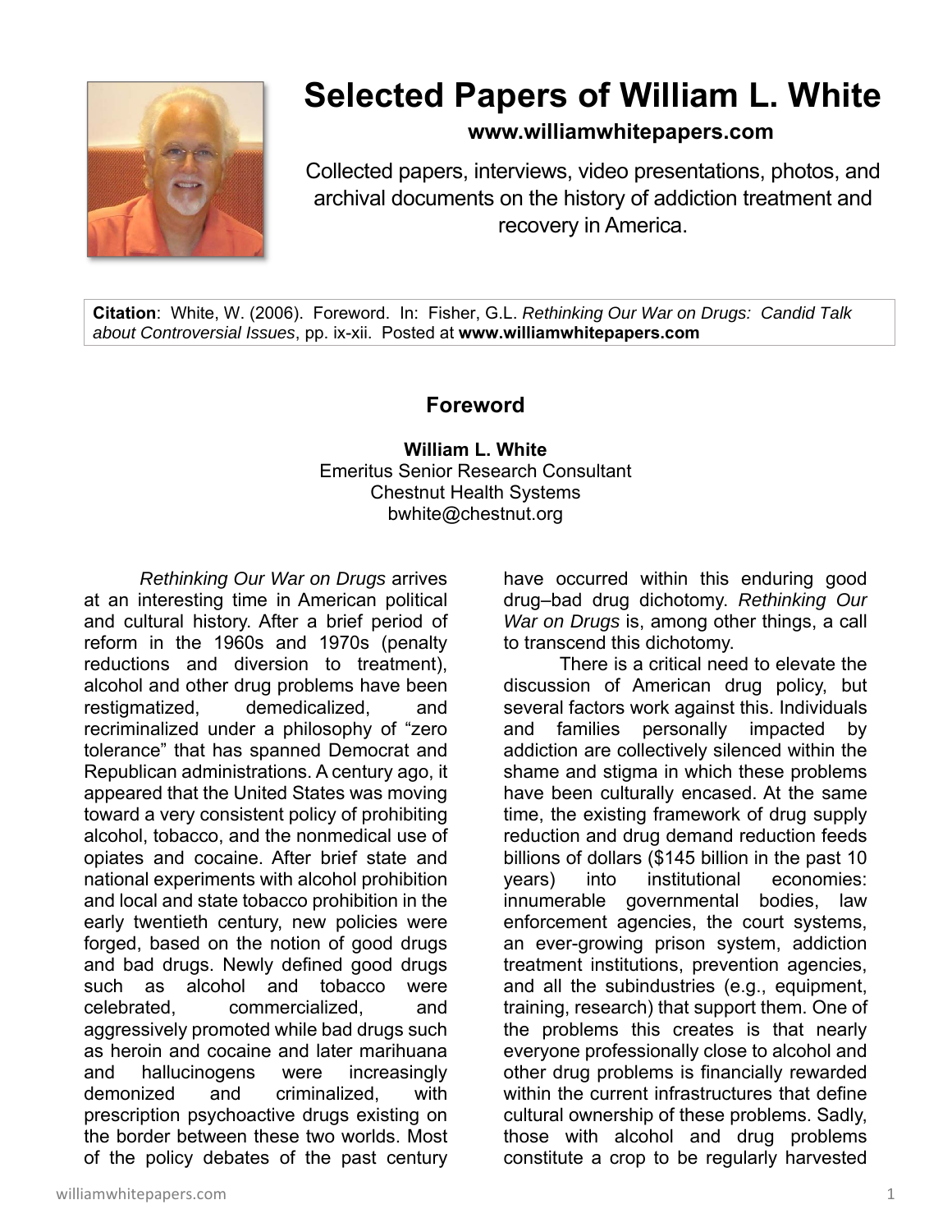# Selected Papers of William L. White

**www.williamwhitepapers.com**

Collected papers, interviews, video presentations, photos, and archival documents on the history of addiction treatment and recovery in America.

**Citation**: White, W. (2006). Foreword. In: Fisher, G.L. *Rethinking Our War on Drugs: Candid Talk about Controversial Issues*, pp. ix-xii. Posted at **www.williamwhitepapers.com**

## Foreword

**William L. White**
Emeritus Senior Research Consultant
Chestnut Health Systems
bwhite@chestnut.org

*Rethinking Our War on Drugs* arrives at an interesting time in American political and cultural history. After a brief period of reform in the 1960s and 1970s (penalty reductions and diversion to treatment), alcohol and other drug problems have been restigmatized, demedicalized, and recriminalized under a philosophy of "zero tolerance" that has spanned Democrat and Republican administrations. A century ago, it appeared that the United States was moving toward a very consistent policy of prohibiting alcohol, tobacco, and the nonmedical use of opiates and cocaine. After brief state and national experiments with alcohol prohibition and local and state tobacco prohibition in the early twentieth century, new policies were forged, based on the notion of good drugs and bad drugs. Newly defined good drugs such as alcohol and tobacco were celebrated, commercialized, and aggressively promoted while bad drugs such as heroin and cocaine and later marihuana and hallucinogens were increasingly demonized and criminalized, with prescription psychoactive drugs existing on the border between these two worlds. Most of the policy debates of the past century have occurred within this enduring good drug–bad drug dichotomy. *Rethinking Our War on Drugs* is, among other things, a call to transcend this dichotomy.

There is a critical need to elevate the discussion of American drug policy, but several factors work against this. Individuals and families personally impacted by addiction are collectively silenced within the shame and stigma in which these problems have been culturally encased. At the same time, the existing framework of drug supply reduction and drug demand reduction feeds billions of dollars ($145 billion in the past 10 years) into institutional economies: innumerable governmental bodies, law enforcement agencies, the court systems, an ever-growing prison system, addiction treatment institutions, prevention agencies, and all the subindustries (e.g., equipment, training, research) that support them. One of the problems this creates is that nearly everyone professionally close to alcohol and other drug problems is financially rewarded within the current infrastructures that define cultural ownership of these problems. Sadly, those with alcohol and drug problems constitute a crop to be regularly harvested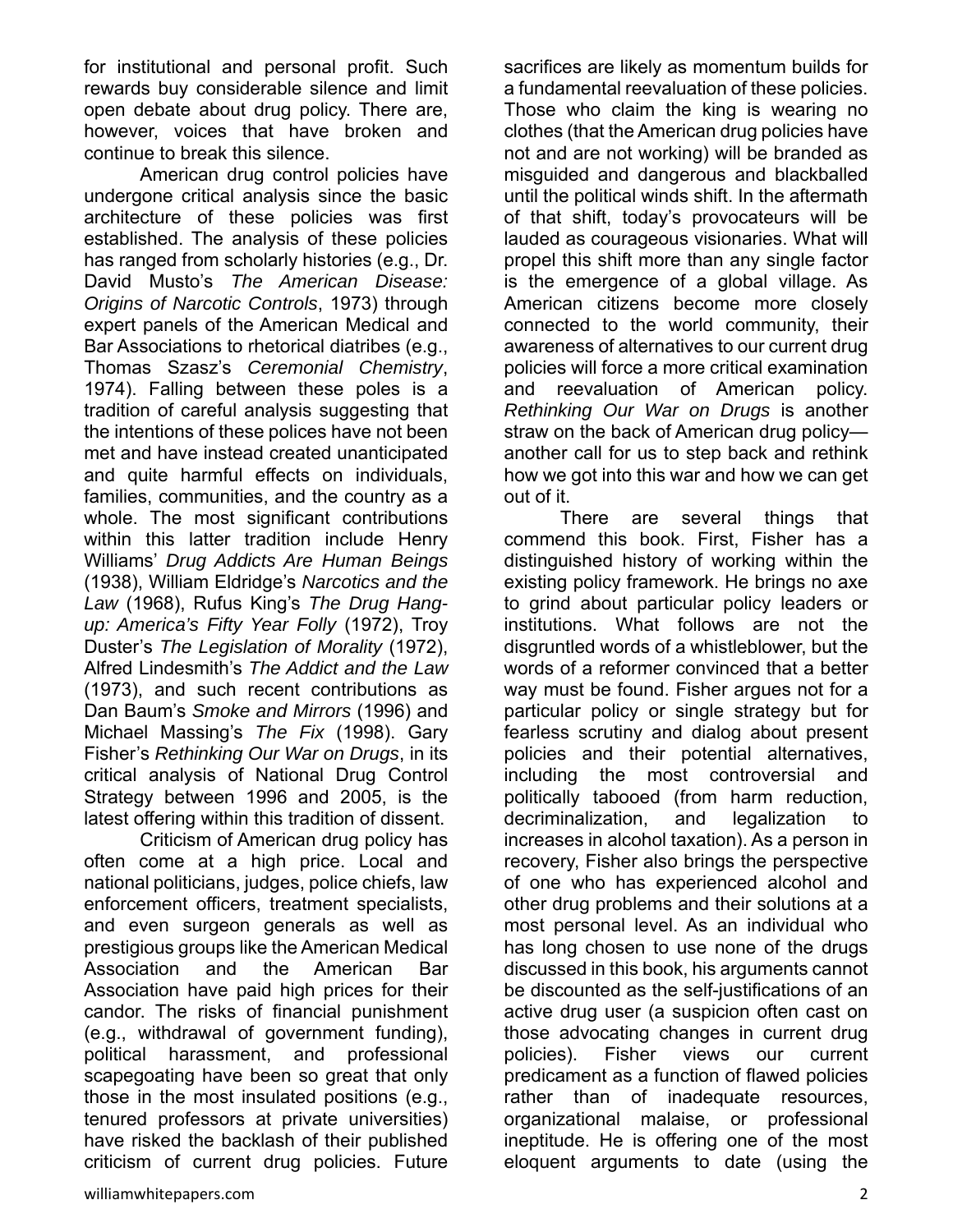for institutional and personal profit. Such rewards buy considerable silence and limit open debate about drug policy. There are, however, voices that have broken and continue to break this silence.

American drug control policies have undergone critical analysis since the basic architecture of these policies was first established. The analysis of these policies has ranged from scholarly histories (e.g., Dr. David Musto's *The American Disease: Origins of Narcotic Controls*, 1973) through expert panels of the American Medical and Bar Associations to rhetorical diatribes (e.g., Thomas Szasz's *Ceremonial Chemistry*, 1974). Falling between these poles is a tradition of careful analysis suggesting that the intentions of these polices have not been met and have instead created unanticipated and quite harmful effects on individuals, families, communities, and the country as a whole. The most significant contributions within this latter tradition include Henry Williams' *Drug Addicts Are Human Beings* (1938), William Eldridge's *Narcotics and the Law* (1968), Rufus King's *The Drug Hang-up: America's Fifty Year Folly* (1972), Troy Duster's *The Legislation of Morality* (1972), Alfred Lindesmith's *The Addict and the Law* (1973), and such recent contributions as Dan Baum's *Smoke and Mirrors* (1996) and Michael Massing's *The Fix* (1998). Gary Fisher's *Rethinking Our War on Drugs*, in its critical analysis of National Drug Control Strategy between 1996 and 2005, is the latest offering within this tradition of dissent.

Criticism of American drug policy has often come at a high price. Local and national politicians, judges, police chiefs, law enforcement officers, treatment specialists, and even surgeon generals as well as prestigious groups like the American Medical Association and the American Bar Association have paid high prices for their candor. The risks of financial punishment (e.g., withdrawal of government funding), political harassment, and professional scapegoating have been so great that only those in the most insulated positions (e.g., tenured professors at private universities) have risked the backlash of their published criticism of current drug policies. Future sacrifices are likely as momentum builds for a fundamental reevaluation of these policies. Those who claim the king is wearing no clothes (that the American drug policies have not and are not working) will be branded as misguided and dangerous and blackballed until the political winds shift. In the aftermath of that shift, today's provocateurs will be lauded as courageous visionaries. What will propel this shift more than any single factor is the emergence of a global village. As American citizens become more closely connected to the world community, their awareness of alternatives to our current drug policies will force a more critical examination and reevaluation of American policy. *Rethinking Our War on Drugs* is another straw on the back of American drug policy—another call for us to step back and rethink how we got into this war and how we can get out of it.

There are several things that commend this book. First, Fisher has a distinguished history of working within the existing policy framework. He brings no axe to grind about particular policy leaders or institutions. What follows are not the disgruntled words of a whistleblower, but the words of a reformer convinced that a better way must be found. Fisher argues not for a particular policy or single strategy but for fearless scrutiny and dialog about present policies and their potential alternatives, including the most controversial and politically tabooed (from harm reduction, decriminalization, and legalization to increases in alcohol taxation). As a person in recovery, Fisher also brings the perspective of one who has experienced alcohol and other drug problems and their solutions at a most personal level. As an individual who has long chosen to use none of the drugs discussed in this book, his arguments cannot be discounted as the self-justifications of an active drug user (a suspicion often cast on those advocating changes in current drug policies). Fisher views our current predicament as a function of flawed policies rather than of inadequate resources, organizational malaise, or professional ineptitude. He is offering one of the most eloquent arguments to date (using the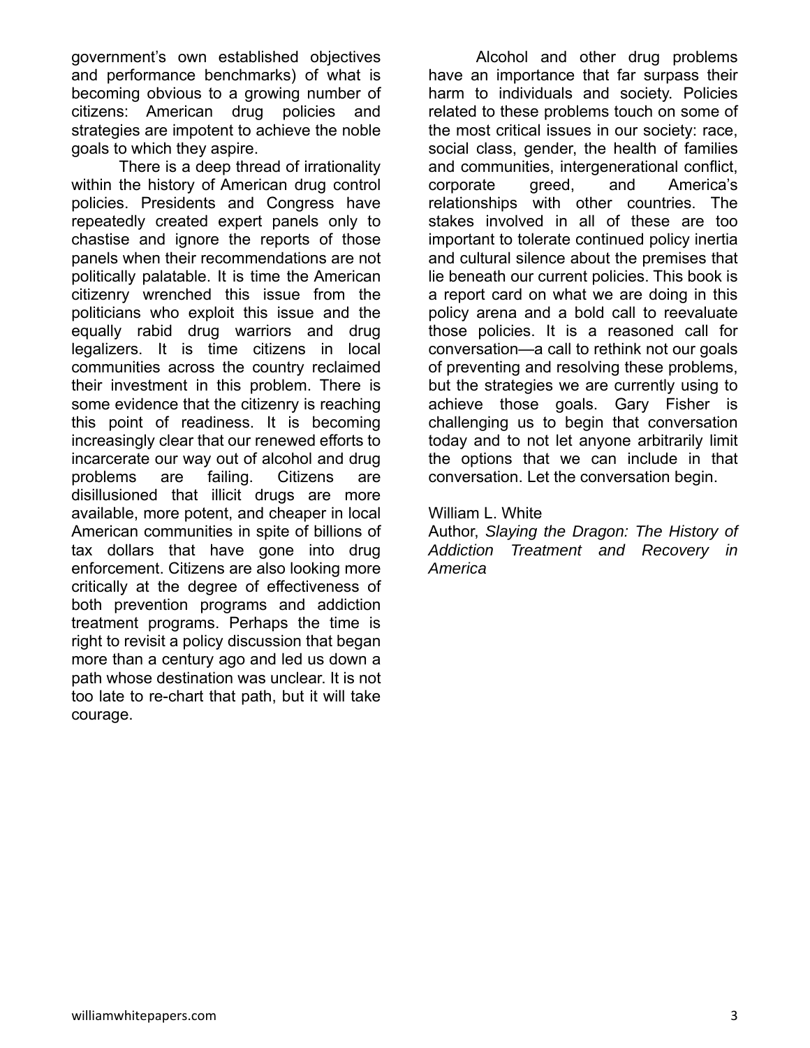government's own established objectives and performance benchmarks) of what is becoming obvious to a growing number of citizens: American drug policies and strategies are impotent to achieve the noble goals to which they aspire.

There is a deep thread of irrationality within the history of American drug control policies. Presidents and Congress have repeatedly created expert panels only to chastise and ignore the reports of those panels when their recommendations are not politically palatable. It is time the American citizenry wrenched this issue from the politicians who exploit this issue and the equally rabid drug warriors and drug legalizers. It is time citizens in local communities across the country reclaimed their investment in this problem. There is some evidence that the citizenry is reaching this point of readiness. It is becoming increasingly clear that our renewed efforts to incarcerate our way out of alcohol and drug problems are failing. Citizens are disillusioned that illicit drugs are more available, more potent, and cheaper in local American communities in spite of billions of tax dollars that have gone into drug enforcement. Citizens are also looking more critically at the degree of effectiveness of both prevention programs and addiction treatment programs. Perhaps the time is right to revisit a policy discussion that began more than a century ago and led us down a path whose destination was unclear. It is not too late to re-chart that path, but it will take courage.

Alcohol and other drug problems have an importance that far surpass their harm to individuals and society. Policies related to these problems touch on some of the most critical issues in our society: race, social class, gender, the health of families and communities, intergenerational conflict, corporate greed, and America's relationships with other countries. The stakes involved in all of these are too important to tolerate continued policy inertia and cultural silence about the premises that lie beneath our current policies. This book is a report card on what we are doing in this policy arena and a bold call to reevaluate those policies. It is a reasoned call for conversation—a call to rethink not our goals of preventing and resolving these problems, but the strategies we are currently using to achieve those goals. Gary Fisher is challenging us to begin that conversation today and to not let anyone arbitrarily limit the options that we can include in that conversation. Let the conversation begin.

William L. White
Author, *Slaying the Dragon: The History of Addiction Treatment and Recovery in America*